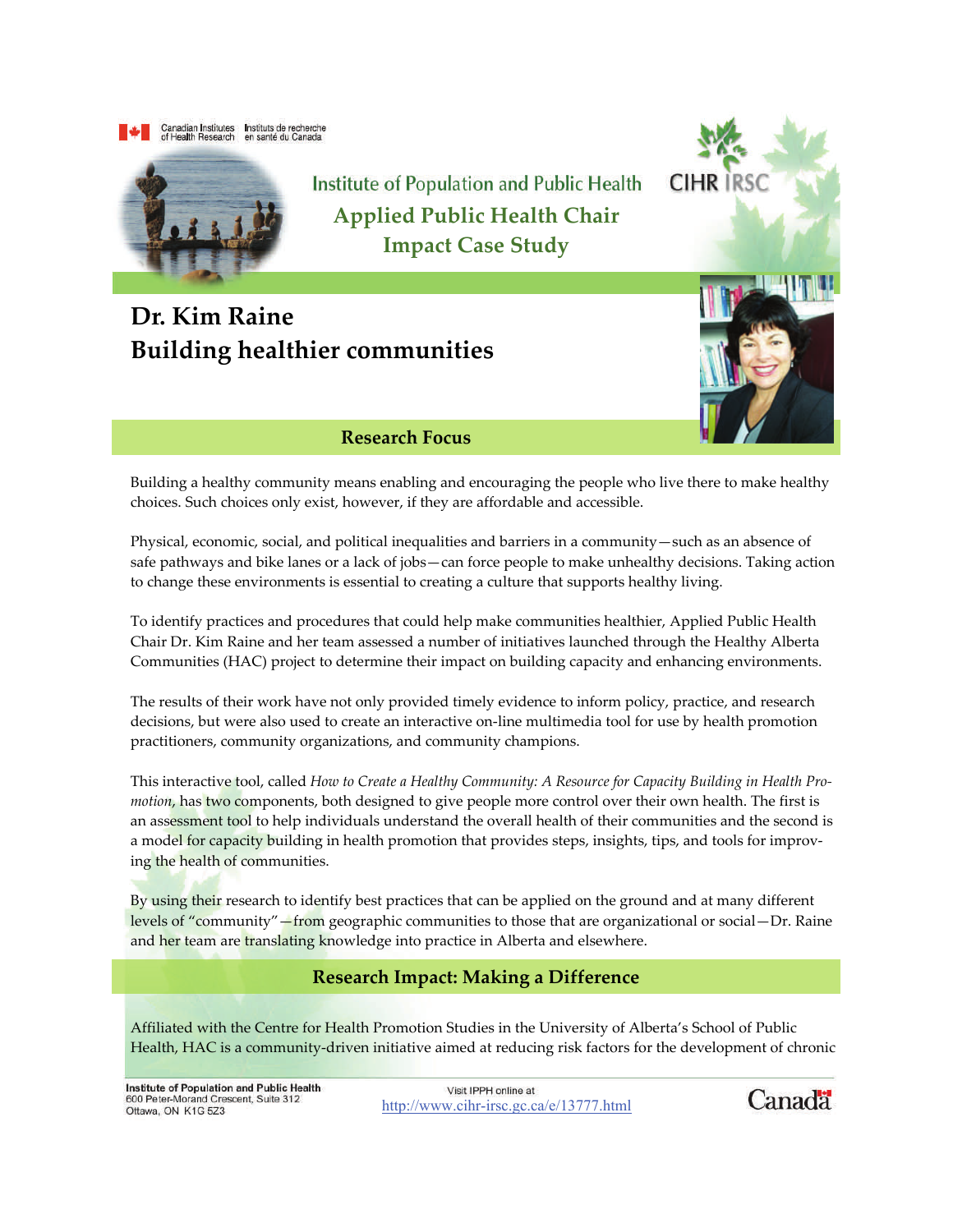Canadian Institutes of Health Research | Instituts de recherche en santé du Canada

Institute of Population and Public Health

# Applied Public Health Chair Impact Case Study

# Dr. Kim Raine
# Building healthier communities

## Research Focus

Building a healthy community means enabling and encouraging the people who live there to make healthy choices. Such choices only exist, however, if they are affordable and accessible.

Physical, economic, social, and political inequalities and barriers in a community—such as an absence of safe pathways and bike lanes or a lack of jobs—can force people to make unhealthy decisions. Taking action to change these environments is essential to creating a culture that supports healthy living.

To identify practices and procedures that could help make communities healthier, Applied Public Health Chair Dr. Kim Raine and her team assessed a number of initiatives launched through the Healthy Alberta Communities (HAC) project to determine their impact on building capacity and enhancing environments.

The results of their work have not only provided timely evidence to inform policy, practice, and research decisions, but were also used to create an interactive on-line multimedia tool for use by health promotion practitioners, community organizations, and community champions.

This interactive tool, called *How to Create a Healthy Community: A Resource for Capacity Building in Health Promotion*, has two components, both designed to give people more control over their own health. The first is an assessment tool to help individuals understand the overall health of their communities and the second is a model for capacity building in health promotion that provides steps, insights, tips, and tools for improving the health of communities.

By using their research to identify best practices that can be applied on the ground and at many different levels of "community"—from geographic communities to those that are organizational or social—Dr. Raine and her team are translating knowledge into practice in Alberta and elsewhere.

## Research Impact: Making a Difference

Affiliated with the Centre for Health Promotion Studies in the University of Alberta's School of Public Health, HAC is a community-driven initiative aimed at reducing risk factors for the development of chronic

Institute of Population and Public Health
600 Peter-Morand Crescent, Suite 312
Ottawa, ON K1G 5Z3

Visit IPPH online at
http://www.cihr-irsc.gc.ca/e/13777.html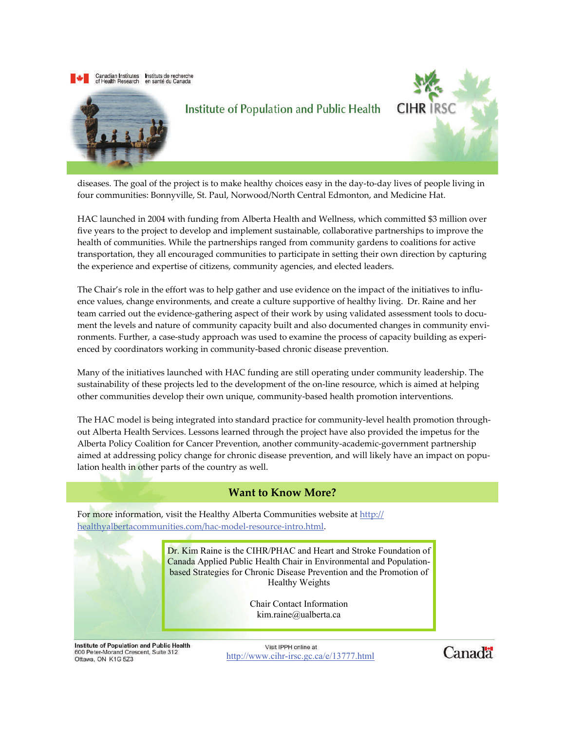diseases. The goal of the project is to make healthy choices easy in the day-to-day lives of people living in four communities: Bonnyville, St. Paul, Norwood/North Central Edmonton, and Medicine Hat.

HAC launched in 2004 with funding from Alberta Health and Wellness, which committed $3 million over five years to the project to develop and implement sustainable, collaborative partnerships to improve the health of communities. While the partnerships ranged from community gardens to coalitions for active transportation, they all encouraged communities to participate in setting their own direction by capturing the experience and expertise of citizens, community agencies, and elected leaders.

The Chair's role in the effort was to help gather and use evidence on the impact of the initiatives to influence values, change environments, and create a culture supportive of healthy living. Dr. Raine and her team carried out the evidence-gathering aspect of their work by using validated assessment tools to document the levels and nature of community capacity built and also documented changes in community environments. Further, a case-study approach was used to examine the process of capacity building as experienced by coordinators working in community-based chronic disease prevention.

Many of the initiatives launched with HAC funding are still operating under community leadership. The sustainability of these projects led to the development of the on-line resource, which is aimed at helping other communities develop their own unique, community-based health promotion interventions.

The HAC model is being integrated into standard practice for community-level health promotion throughout Alberta Health Services. Lessons learned through the project have also provided the impetus for the Alberta Policy Coalition for Cancer Prevention, another community-academic-government partnership aimed at addressing policy change for chronic disease prevention, and will likely have an impact on population health in other parts of the country as well.

## Want to Know More?

For more information, visit the Healthy Alberta Communities website at http://healthyalbertacommunities.com/hac-model-resource-intro.html.

Dr. Kim Raine is the CIHR/PHAC and Heart and Stroke Foundation of Canada Applied Public Health Chair in Environmental and Population-based Strategies for Chronic Disease Prevention and the Promotion of Healthy Weights

Chair Contact Information
kim.raine@ualberta.ca